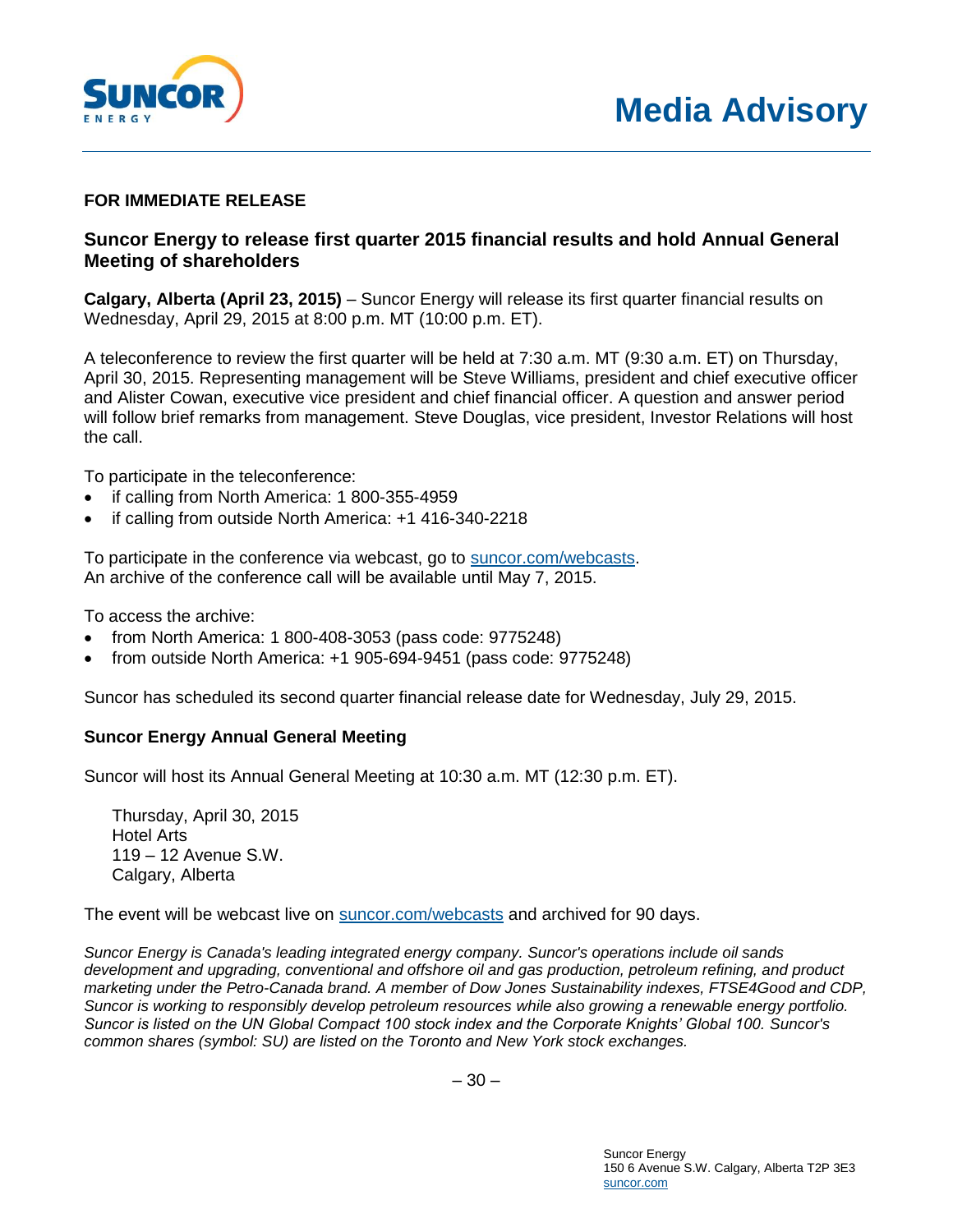# Media Advisory

**FOR IMMEDIATE RELEASE**

## Suncor Energy to release first quarter 2015 financial results and hold Annual General Meeting of shareholders

**Calgary, Alberta (April 23, 2015)** – Suncor Energy will release its first quarter financial results on Wednesday, April 29, 2015 at 8:00 p.m. MT (10:00 p.m. ET).

A teleconference to review the first quarter will be held at 7:30 a.m. MT (9:30 a.m. ET) on Thursday, April 30, 2015. Representing management will be Steve Williams, president and chief executive officer and Alister Cowan, executive vice president and chief financial officer. A question and answer period will follow brief remarks from management. Steve Douglas, vice president, Investor Relations will host the call.

To participate in the teleconference:

- if calling from North America: 1 800-355-4959
- if calling from outside North America: +1 416-340-2218

To participate in the conference via webcast, go to suncor.com/webcasts.
An archive of the conference call will be available until May 7, 2015.

To access the archive:

- from North America: 1 800-408-3053 (pass code: 9775248)
- from outside North America: +1 905-694-9451 (pass code: 9775248)

Suncor has scheduled its second quarter financial release date for Wednesday, July 29, 2015.

### Suncor Energy Annual General Meeting

Suncor will host its Annual General Meeting at 10:30 a.m. MT (12:30 p.m. ET).

Thursday, April 30, 2015
Hotel Arts
119 – 12 Avenue S.W.
Calgary, Alberta

The event will be webcast live on suncor.com/webcasts and archived for 90 days.

*Suncor Energy is Canada's leading integrated energy company. Suncor's operations include oil sands development and upgrading, conventional and offshore oil and gas production, petroleum refining, and product marketing under the Petro-Canada brand. A member of Dow Jones Sustainability indexes, FTSE4Good and CDP, Suncor is working to responsibly develop petroleum resources while also growing a renewable energy portfolio. Suncor is listed on the UN Global Compact 100 stock index and the Corporate Knights' Global 100. Suncor's common shares (symbol: SU) are listed on the Toronto and New York stock exchanges.*

– 30 –

Suncor Energy
150 6 Avenue S.W. Calgary, Alberta T2P 3E3
suncor.com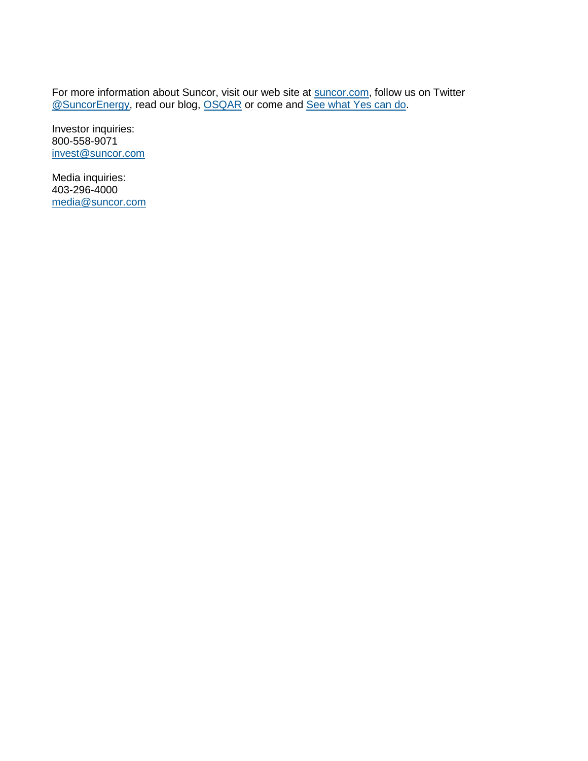For more information about Suncor, visit our web site at suncor.com, follow us on Twitter @SuncorEnergy, read our blog, OSQAR or come and See what Yes can do.

Investor inquiries:
800-558-9071
invest@suncor.com

Media inquiries:
403-296-4000
media@suncor.com